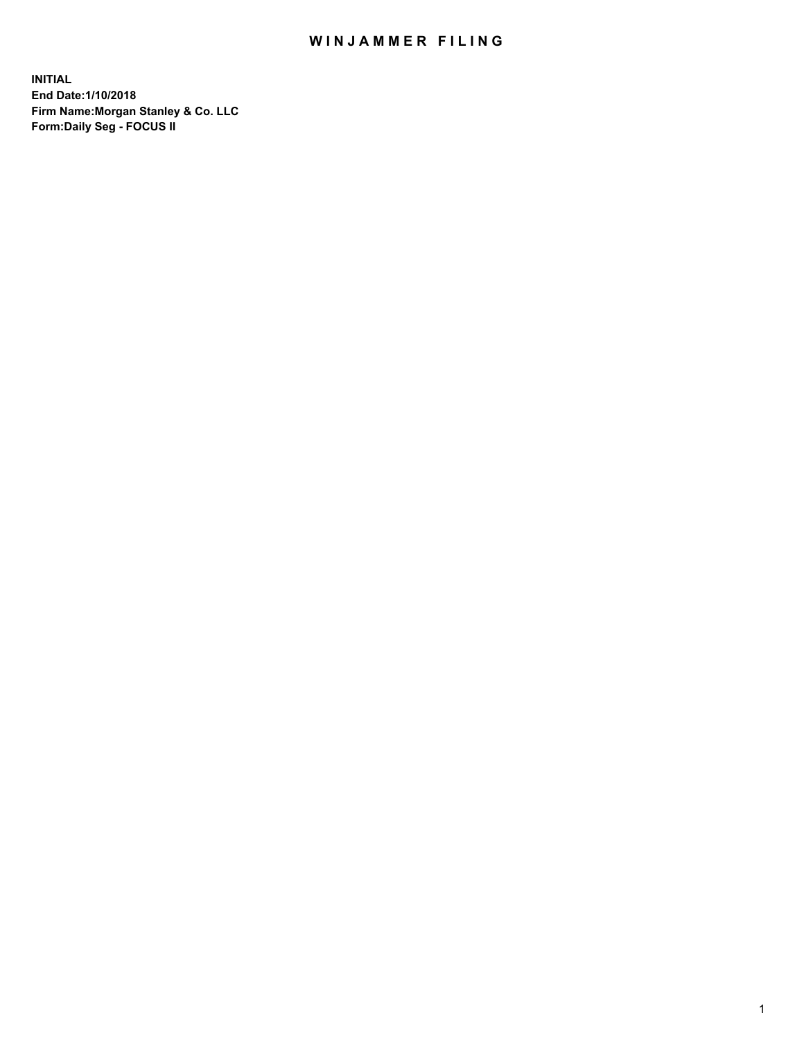# WINJAMMER FILING

**INITIAL**
**End Date:1/10/2018**
**Firm Name:Morgan Stanley & Co. LLC**
**Form:Daily Seg - FOCUS II**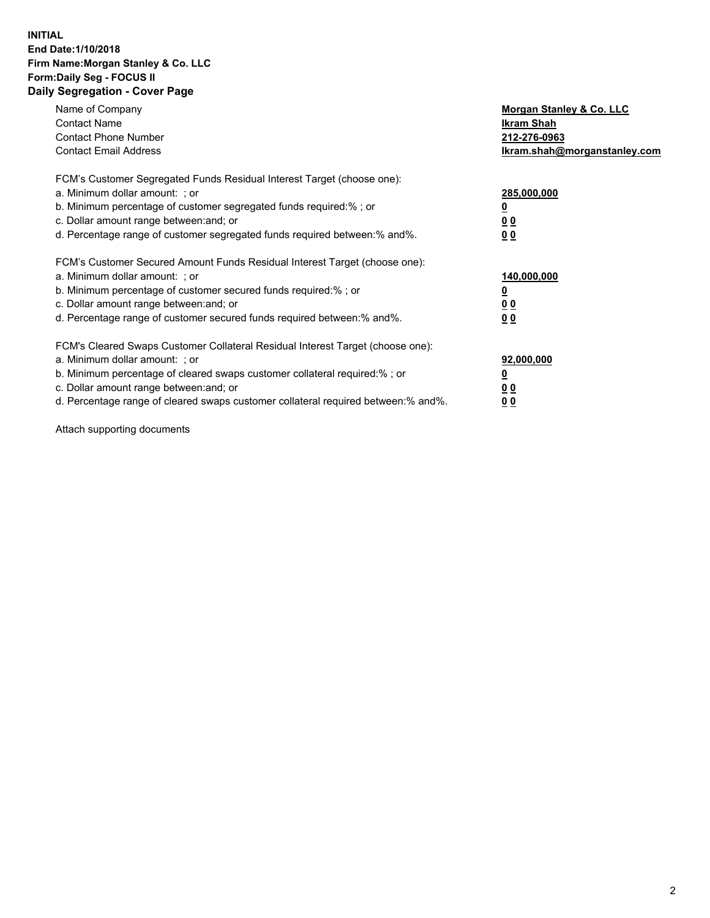**INITIAL**
**End Date:1/10/2018**
**Firm Name:Morgan Stanley & Co. LLC**
**Form:Daily Seg - FOCUS II**
## Daily Segregation - Cover Page

| | |
|---|---|
| Name of Company | **Morgan Stanley & Co. LLC** |
| Contact Name | **Ikram Shah** |
| Contact Phone Number | **212-276-0963** |
| Contact Email Address | **Ikram.shah@morganstanley.com** |

FCM's Customer Segregated Funds Residual Interest Target (choose one):

| | |
|---|---|
| a. Minimum dollar amount: ; or | **285,000,000** |
| b. Minimum percentage of customer segregated funds required:% ; or | **0** |
| c. Dollar amount range between:and; or | **0 0** |
| d. Percentage range of customer segregated funds required between:% and%. | **0 0** |

FCM's Customer Secured Amount Funds Residual Interest Target (choose one):

| | |
|---|---|
| a. Minimum dollar amount: ; or | **140,000,000** |
| b. Minimum percentage of customer secured funds required:% ; or | **0** |
| c. Dollar amount range between:and; or | **0 0** |
| d. Percentage range of customer secured funds required between:% and%. | **0 0** |

FCM's Cleared Swaps Customer Collateral Residual Interest Target (choose one):

| | |
|---|---|
| a. Minimum dollar amount: ; or | **92,000,000** |
| b. Minimum percentage of cleared swaps customer collateral required:% ; or | **0** |
| c. Dollar amount range between:and; or | **0 0** |
| d. Percentage range of cleared swaps customer collateral required between:% and%. | **0 0** |

Attach supporting documents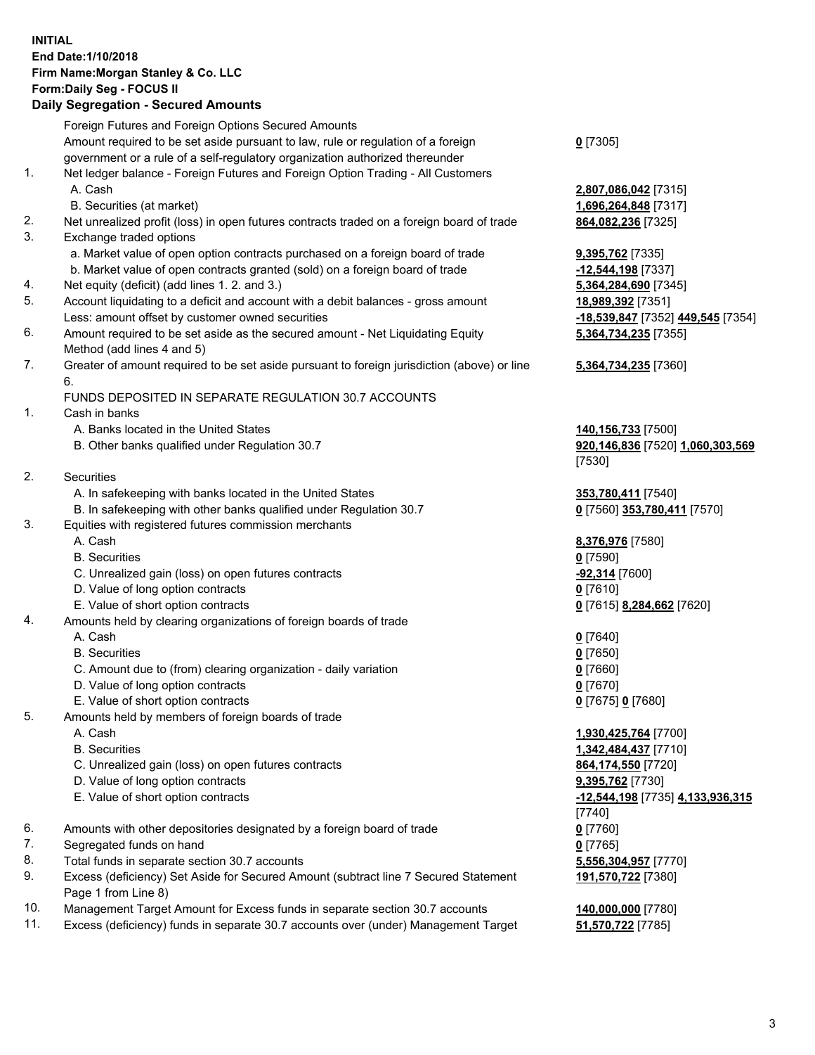**INITIAL**
**End Date:1/10/2018**
**Firm Name:Morgan Stanley & Co. LLC**
**Form:Daily Seg - FOCUS II**
**Daily Segregation - Secured Amounts**

| | | |
|---|---|---|
| | Foreign Futures and Foreign Options Secured Amounts | |
| | Amount required to be set aside pursuant to law, rule or regulation of a foreign government or a rule of a self-regulatory organization authorized thereunder | **0** [7305] |
| 1. | Net ledger balance - Foreign Futures and Foreign Option Trading - All Customers | |
| | A. Cash | **2,807,086,042** [7315] |
| | B. Securities (at market) | **1,696,264,848** [7317] |
| 2. | Net unrealized profit (loss) in open futures contracts traded on a foreign board of trade | **864,082,236** [7325] |
| 3. | Exchange traded options | |
| | a. Market value of open option contracts purchased on a foreign board of trade | **9,395,762** [7335] |
| | b. Market value of open contracts granted (sold) on a foreign board of trade | **-12,544,198** [7337] |
| 4. | Net equity (deficit) (add lines 1. 2. and 3.) | **5,364,284,690** [7345] |
| 5. | Account liquidating to a deficit and account with a debit balances - gross amount | **18,989,392** [7351] |
| | Less: amount offset by customer owned securities | **-18,539,847** [7352] **449,545** [7354] |
| 6. | Amount required to be set aside as the secured amount - Net Liquidating Equity Method (add lines 4 and 5) | **5,364,734,235** [7355] |
| 7. | Greater of amount required to be set aside pursuant to foreign jurisdiction (above) or line 6. | **5,364,734,235** [7360] |
| | FUNDS DEPOSITED IN SEPARATE REGULATION 30.7 ACCOUNTS | |
| 1. | Cash in banks | |
| | A. Banks located in the United States | **140,156,733** [7500] |
| | B. Other banks qualified under Regulation 30.7 | **920,146,836** [7520] **1,060,303,569** [7530] |
| 2. | Securities | |
| | A. In safekeeping with banks located in the United States | **353,780,411** [7540] |
| | B. In safekeeping with other banks qualified under Regulation 30.7 | **0** [7560] **353,780,411** [7570] |
| 3. | Equities with registered futures commission merchants | |
| | A. Cash | **8,376,976** [7580] |
| | B. Securities | **0** [7590] |
| | C. Unrealized gain (loss) on open futures contracts | **-92,314** [7600] |
| | D. Value of long option contracts | **0** [7610] |
| | E. Value of short option contracts | **0** [7615] **8,284,662** [7620] |
| 4. | Amounts held by clearing organizations of foreign boards of trade | |
| | A. Cash | **0** [7640] |
| | B. Securities | **0** [7650] |
| | C. Amount due to (from) clearing organization - daily variation | **0** [7660] |
| | D. Value of long option contracts | **0** [7670] |
| | E. Value of short option contracts | **0** [7675] **0** [7680] |
| 5. | Amounts held by members of foreign boards of trade | |
| | A. Cash | **1,930,425,764** [7700] |
| | B. Securities | **1,342,484,437** [7710] |
| | C. Unrealized gain (loss) on open futures contracts | **864,174,550** [7720] |
| | D. Value of long option contracts | **9,395,762** [7730] |
| | E. Value of short option contracts | **-12,544,198** [7735] **4,133,936,315** [7740] |
| 6. | Amounts with other depositories designated by a foreign board of trade | **0** [7760] |
| 7. | Segregated funds on hand | **0** [7765] |
| 8. | Total funds in separate section 30.7 accounts | **5,556,304,957** [7770] |
| 9. | Excess (deficiency) Set Aside for Secured Amount (subtract line 7 Secured Statement Page 1 from Line 8) | **191,570,722** [7380] |
| 10. | Management Target Amount for Excess funds in separate section 30.7 accounts | **140,000,000** [7780] |
| 11. | Excess (deficiency) funds in separate 30.7 accounts over (under) Management Target | **51,570,722** [7785] |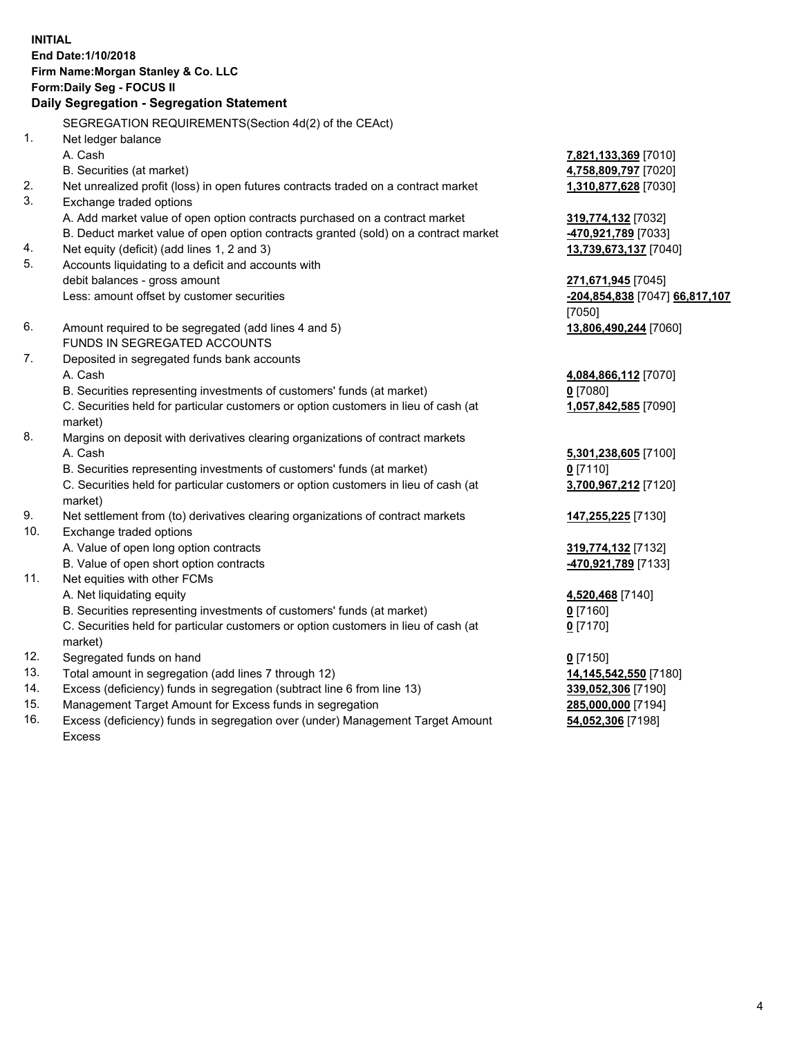**INITIAL**
**End Date:1/10/2018**
**Firm Name:Morgan Stanley & Co. LLC**
**Form:Daily Seg - FOCUS II**
**Daily Segregation - Segregation Statement**

SEGREGATION REQUIREMENTS(Section 4d(2) of the CEAct)

| | | |
|---|---|---|
| 1. | Net ledger balance | |
| | A. Cash | **7,821,133,369** [7010] |
| | B. Securities (at market) | **4,758,809,797** [7020] |
| 2. | Net unrealized profit (loss) in open futures contracts traded on a contract market | **1,310,877,628** [7030] |
| 3. | Exchange traded options | |
| | A. Add market value of open option contracts purchased on a contract market | **319,774,132** [7032] |
| | B. Deduct market value of open option contracts granted (sold) on a contract market | **-470,921,789** [7033] |
| 4. | Net equity (deficit) (add lines 1, 2 and 3) | **13,739,673,137** [7040] |
| 5. | Accounts liquidating to a deficit and accounts with debit balances - gross amount | **271,671,945** [7045] |
| | Less: amount offset by customer securities | **-204,854,838** [7047] **66,817,107** [7050] |
| 6. | Amount required to be segregated (add lines 4 and 5) | **13,806,490,244** [7060] |
| | FUNDS IN SEGREGATED ACCOUNTS | |
| 7. | Deposited in segregated funds bank accounts | |
| | A. Cash | **4,084,866,112** [7070] |
| | B. Securities representing investments of customers' funds (at market) | **0** [7080] |
| | C. Securities held for particular customers or option customers in lieu of cash (at market) | **1,057,842,585** [7090] |
| 8. | Margins on deposit with derivatives clearing organizations of contract markets | |
| | A. Cash | **5,301,238,605** [7100] |
| | B. Securities representing investments of customers' funds (at market) | **0** [7110] |
| | C. Securities held for particular customers or option customers in lieu of cash (at market) | **3,700,967,212** [7120] |
| 9. | Net settlement from (to) derivatives clearing organizations of contract markets | **147,255,225** [7130] |
| 10. | Exchange traded options | |
| | A. Value of open long option contracts | **319,774,132** [7132] |
| | B. Value of open short option contracts | **-470,921,789** [7133] |
| 11. | Net equities with other FCMs | |
| | A. Net liquidating equity | **4,520,468** [7140] |
| | B. Securities representing investments of customers' funds (at market) | **0** [7160] |
| | C. Securities held for particular customers or option customers in lieu of cash (at market) | **0** [7170] |
| 12. | Segregated funds on hand | **0** [7150] |
| 13. | Total amount in segregation (add lines 7 through 12) | **14,145,542,550** [7180] |
| 14. | Excess (deficiency) funds in segregation (subtract line 6 from line 13) | **339,052,306** [7190] |
| 15. | Management Target Amount for Excess funds in segregation | **285,000,000** [7194] |
| 16. | Excess (deficiency) funds in segregation over (under) Management Target Amount Excess | **54,052,306** [7198] |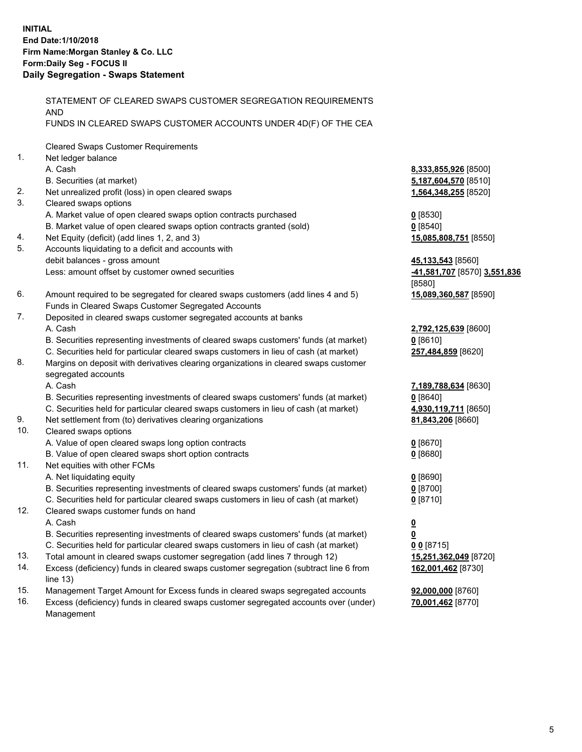**INITIAL**
**End Date:1/10/2018**
**Firm Name:Morgan Stanley & Co. LLC**
**Form:Daily Seg - FOCUS II**
**Daily Segregation - Swaps Statement**

STATEMENT OF CLEARED SWAPS CUSTOMER SEGREGATION REQUIREMENTS AND FUNDS IN CLEARED SWAPS CUSTOMER ACCOUNTS UNDER 4D(F) OF THE CEA

| | | |
|---|---|---|
| | Cleared Swaps Customer Requirements | |
| 1. | Net ledger balance | |
| | A. Cash | **8,333,855,926** [8500] |
| | B. Securities (at market) | **5,187,604,570** [8510] |
| 2. | Net unrealized profit (loss) in open cleared swaps | **1,564,348,255** [8520] |
| 3. | Cleared swaps options | |
| | A. Market value of open cleared swaps option contracts purchased | **0** [8530] |
| | B. Market value of open cleared swaps option contracts granted (sold) | **0** [8540] |
| 4. | Net Equity (deficit) (add lines 1, 2, and 3) | **15,085,808,751** [8550] |
| 5. | Accounts liquidating to a deficit and accounts with debit balances - gross amount | **45,133,543** [8560] |
| | Less: amount offset by customer owned securities | **-41,581,707** [8570] **3,551,836** [8580] |
| 6. | Amount required to be segregated for cleared swaps customers (add lines 4 and 5) | **15,089,360,587** [8590] |
| | Funds in Cleared Swaps Customer Segregated Accounts | |
| 7. | Deposited in cleared swaps customer segregated accounts at banks | |
| | A. Cash | **2,792,125,639** [8600] |
| | B. Securities representing investments of cleared swaps customers' funds (at market) | **0** [8610] |
| | C. Securities held for particular cleared swaps customers in lieu of cash (at market) | **257,484,859** [8620] |
| 8. | Margins on deposit with derivatives clearing organizations in cleared swaps customer segregated accounts | |
| | A. Cash | **7,189,788,634** [8630] |
| | B. Securities representing investments of cleared swaps customers' funds (at market) | **0** [8640] |
| | C. Securities held for particular cleared swaps customers in lieu of cash (at market) | **4,930,119,711** [8650] |
| 9. | Net settlement from (to) derivatives clearing organizations | **81,843,206** [8660] |
| 10. | Cleared swaps options | |
| | A. Value of open cleared swaps long option contracts | **0** [8670] |
| | B. Value of open cleared swaps short option contracts | **0** [8680] |
| 11. | Net equities with other FCMs | |
| | A. Net liquidating equity | **0** [8690] |
| | B. Securities representing investments of cleared swaps customers' funds (at market) | **0** [8700] |
| | C. Securities held for particular cleared swaps customers in lieu of cash (at market) | **0** [8710] |
| 12. | Cleared swaps customer funds on hand | |
| | A. Cash | **0** |
| | B. Securities representing investments of cleared swaps customers' funds (at market) | **0** |
| | C. Securities held for particular cleared swaps customers in lieu of cash (at market) | **0** **0** [8715] |
| 13. | Total amount in cleared swaps customer segregation (add lines 7 through 12) | **15,251,362,049** [8720] |
| 14. | Excess (deficiency) funds in cleared swaps customer segregation (subtract line 6 from line 13) | **162,001,462** [8730] |
| 15. | Management Target Amount for Excess funds in cleared swaps segregated accounts | **92,000,000** [8760] |
| 16. | Excess (deficiency) funds in cleared swaps customer segregated accounts over (under) Management | **70,001,462** [8770] |